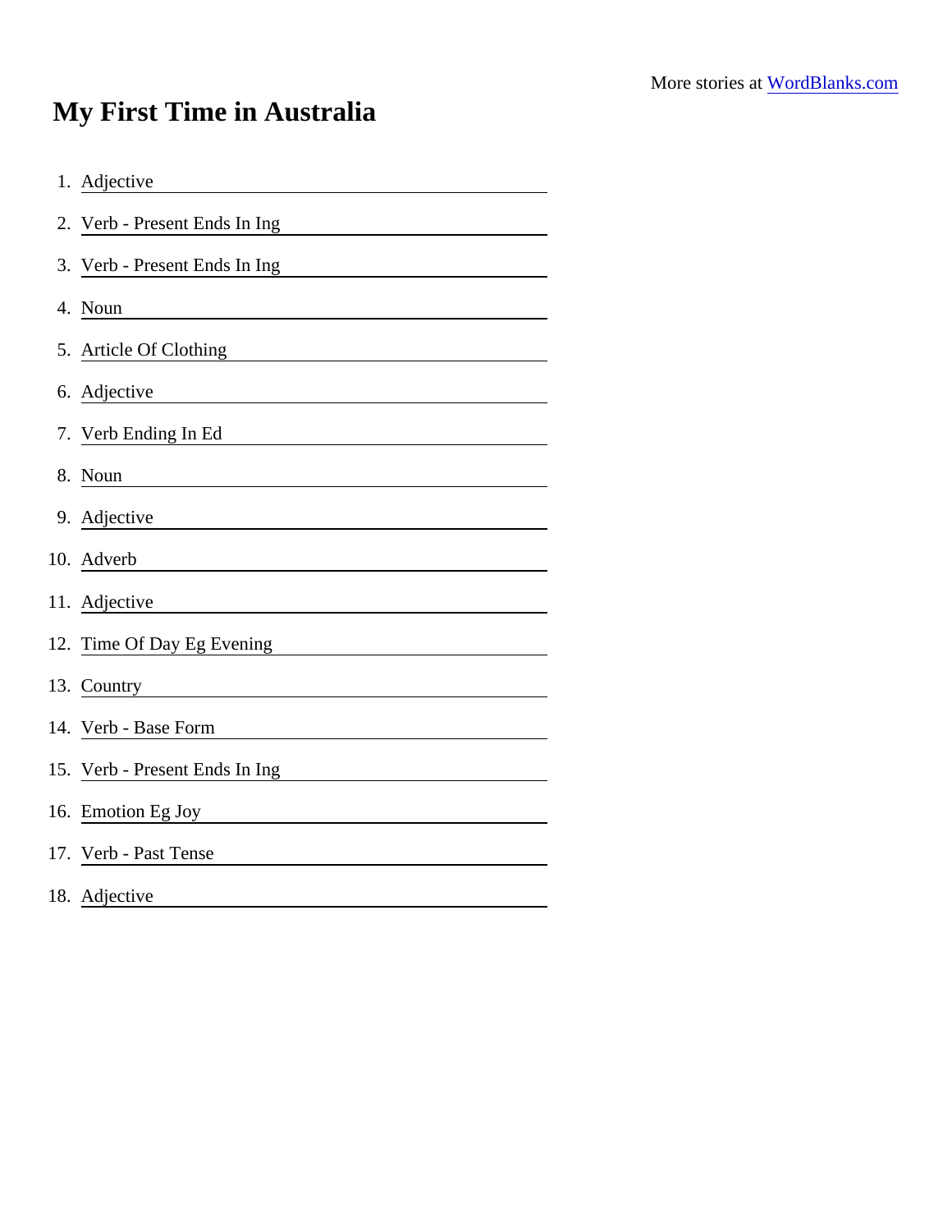More stories at WordBlanks.com

# My First Time in Australia

1. Adjective \_\_\_\_\_\_\_\_\_\_\_\_\_\_\_\_
2. Verb - Present Ends In Ing \_\_\_\_\_\_\_\_\_\_\_\_\_\_\_\_
3. Verb - Present Ends In Ing \_\_\_\_\_\_\_\_\_\_\_\_\_\_\_\_
4. Noun \_\_\_\_\_\_\_\_\_\_\_\_\_\_\_\_
5. Article Of Clothing \_\_\_\_\_\_\_\_\_\_\_\_\_\_\_\_
6. Adjective \_\_\_\_\_\_\_\_\_\_\_\_\_\_\_\_
7. Verb Ending In Ed \_\_\_\_\_\_\_\_\_\_\_\_\_\_\_\_
8. Noun \_\_\_\_\_\_\_\_\_\_\_\_\_\_\_\_
9. Adjective \_\_\_\_\_\_\_\_\_\_\_\_\_\_\_\_
10. Adverb \_\_\_\_\_\_\_\_\_\_\_\_\_\_\_\_
11. Adjective \_\_\_\_\_\_\_\_\_\_\_\_\_\_\_\_
12. Time Of Day Eg Evening \_\_\_\_\_\_\_\_\_\_\_\_\_\_\_\_
13. Country \_\_\_\_\_\_\_\_\_\_\_\_\_\_\_\_
14. Verb - Base Form \_\_\_\_\_\_\_\_\_\_\_\_\_\_\_\_
15. Verb - Present Ends In Ing \_\_\_\_\_\_\_\_\_\_\_\_\_\_\_\_
16. Emotion Eg Joy \_\_\_\_\_\_\_\_\_\_\_\_\_\_\_\_
17. Verb - Past Tense \_\_\_\_\_\_\_\_\_\_\_\_\_\_\_\_
18. Adjective \_\_\_\_\_\_\_\_\_\_\_\_\_\_\_\_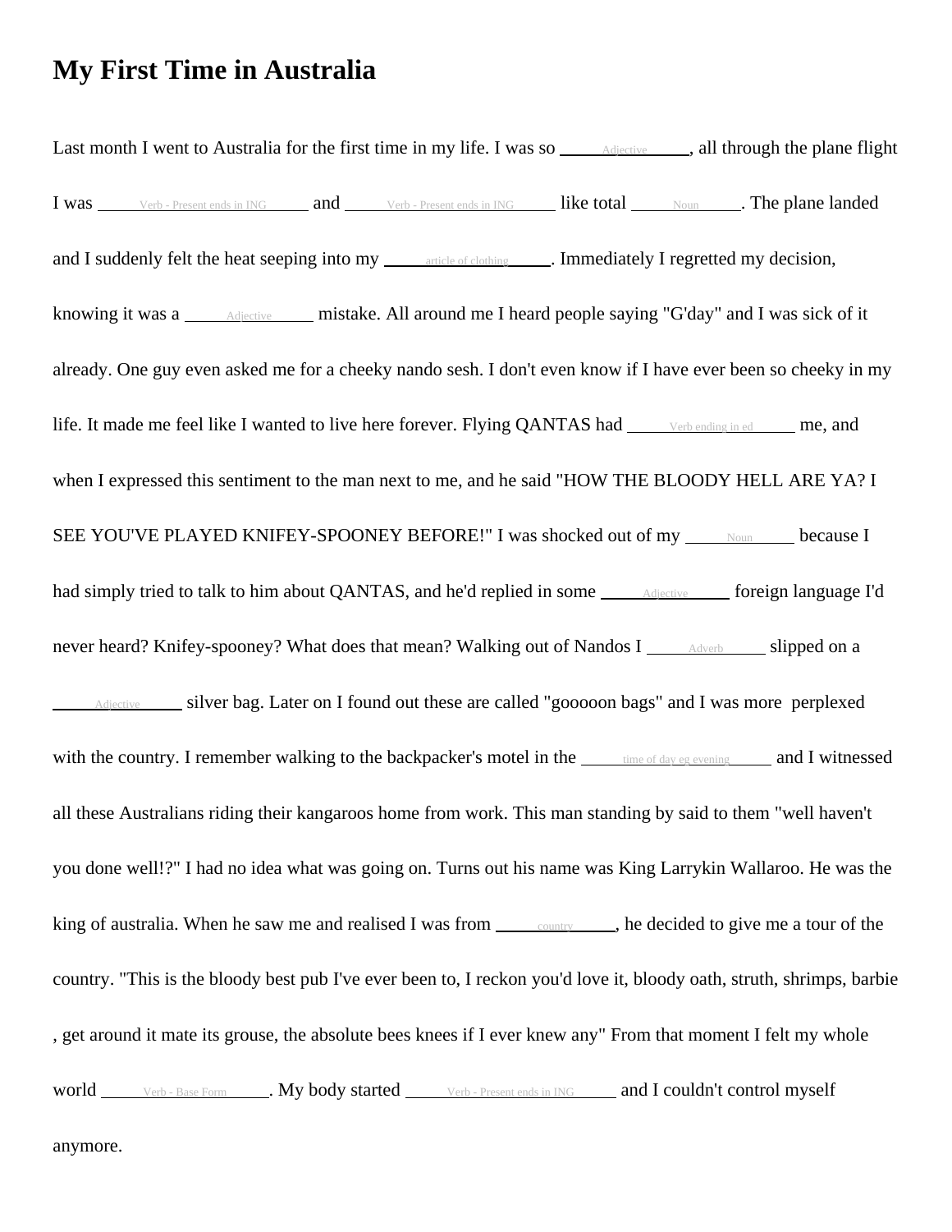# My First Time in Australia

Last month I went to Australia for the first time in my life. I was so ______Adjective______, all through the plane flight I was ______Verb - Present ends in ING______ and ______Verb - Present ends in ING______ like total ______Noun______. The plane landed and I suddenly felt the heat seeping into my ______article of clothing______. Immediately I regretted my decision, knowing it was a ______Adjective______ mistake. All around me I heard people saying "G'day" and I was sick of it already. One guy even asked me for a cheeky nando sesh. I don't even know if I have ever been so cheeky in my life. It made me feel like I wanted to live here forever. Flying QANTAS had ______Verb ending in ed______ me, and when I expressed this sentiment to the man next to me, and he said "HOW THE BLOODY HELL ARE YA? I SEE YOU'VE PLAYED KNIFEY-SPOONEY BEFORE!" I was shocked out of my ______Noun______ because I had simply tried to talk to him about QANTAS, and he'd replied in some ______Adjective______ foreign language I'd never heard? Knifey-spooney? What does that mean? Walking out of Nandos I ______Adverb______ slipped on a ______Adjective______ silver bag. Later on I found out these are called "gooooon bags" and I was more perplexed with the country. I remember walking to the backpacker's motel in the ______time of day eg evening______ and I witnessed all these Australians riding their kangaroos home from work. This man standing by said to them "well haven't you done well!?" I had no idea what was going on. Turns out his name was King Larrykin Wallaroo. He was the king of australia. When he saw me and realised I was from ______country______, he decided to give me a tour of the country. "This is the bloody best pub I've ever been to, I reckon you'd love it, bloody oath, struth, shrimps, barbie , get around it mate its grouse, the absolute bees knees if I ever knew any" From that moment I felt my whole world ______Verb - Base Form______. My body started ______Verb - Present ends in ING______ and I couldn't control myself anymore.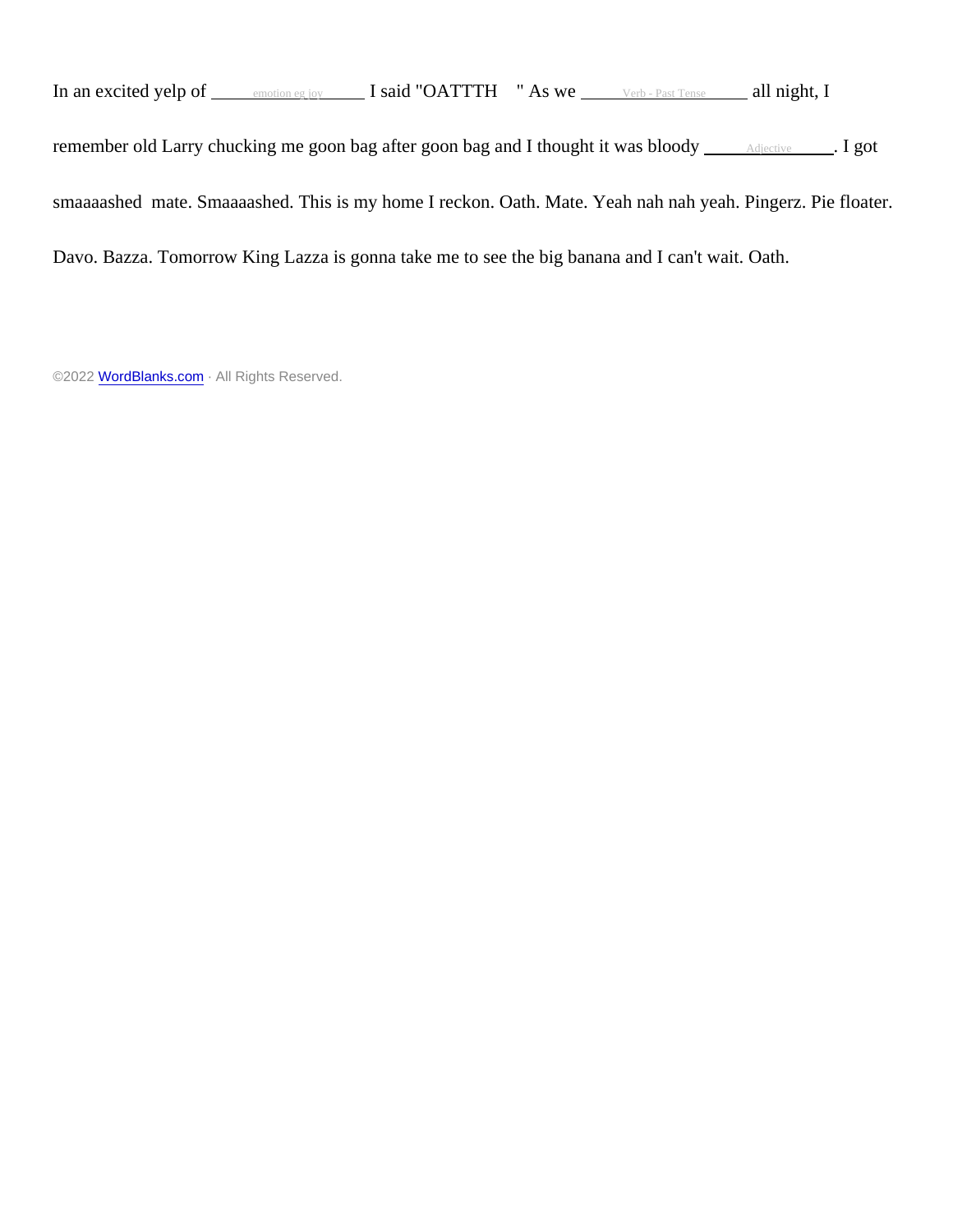In an excited yelp of ______emotion eg joy______ I said "OATTTH " As we ______Verb - Past Tense______ all night, I remember old Larry chucking me goon bag after goon bag and I thought it was bloody ______Adjective______. I got smaaaashed mate. Smaaaashed. This is my home I reckon. Oath. Mate. Yeah nah nah yeah. Pingerz. Pie floater. Davo. Bazza. Tomorrow King Lazza is gonna take me to see the big banana and I can't wait. Oath.

©2022 WordBlanks.com · All Rights Reserved.